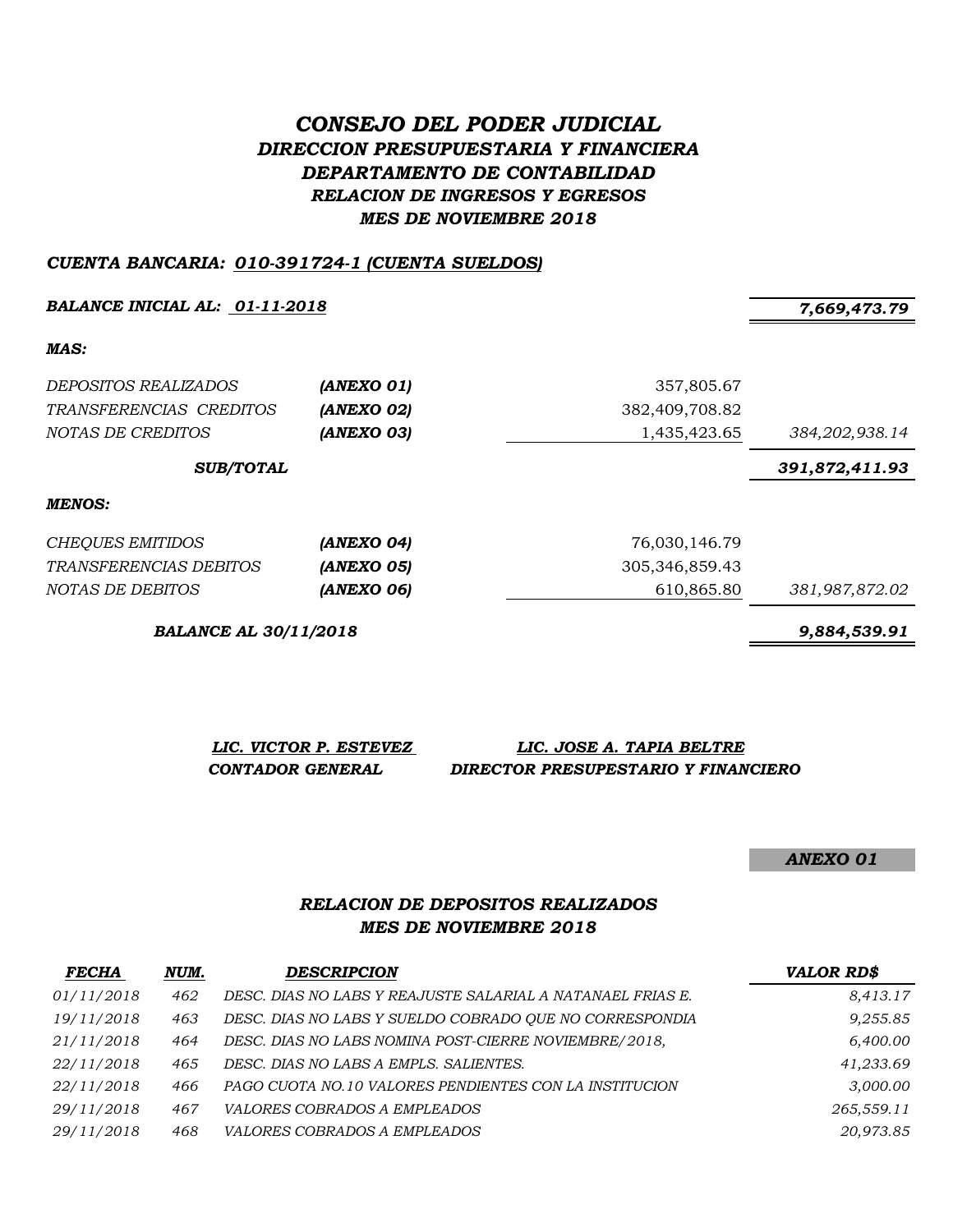# *CONSEJO DEL PODER JUDICIAL*

## *DIRECCION PRESUPUESTARIA Y FINANCIERA*

## *DEPARTAMENTO DE CONTABILIDAD*

### *RELACION DE INGRESOS Y EGRESOS*

### *MES DE NOVIEMBRE 2018*

***CUENTA BANCARIA: 010-391724-1 (CUENTA SUELDOS)***

| | | | |
|---|---|---|---|
| ***BALANCE INICIAL AL: 01-11-2018*** | | | ***7,669,473.79*** |
| ***MAS:*** | | | |
| *DEPOSITOS REALIZADOS* | ***(ANEXO 01)*** | 357,805.67 | |
| *TRANSFERENCIAS CREDITOS* | ***(ANEXO 02)*** | 382,409,708.82 | |
| *NOTAS DE CREDITOS* | ***(ANEXO 03)*** | 1,435,423.65 | *384,202,938.14* |
| ***SUB/TOTAL*** | | | ***391,872,411.93*** |
| ***MENOS:*** | | | |
| *CHEQUES EMITIDOS* | ***(ANEXO 04)*** | 76,030,146.79 | |
| *TRANSFERENCIAS DEBITOS* | ***(ANEXO 05)*** | 305,346,859.43 | |
| *NOTAS DE DEBITOS* | ***(ANEXO 06)*** | 610,865.80 | *381,987,872.02* |
| ***BALANCE AL 30/11/2018*** | | | ***9,884,539.91*** |

***LIC. VICTOR P. ESTEVEZ***
***CONTADOR GENERAL***

***LIC. JOSE A. TAPIA BELTRE***
***DIRECTOR PRESUPESTARIO Y FINANCIERO***

***ANEXO 01***

### *RELACION DE DEPOSITOS REALIZADOS*
### *MES DE NOVIEMBRE 2018*

| *FECHA* | *NUM.* | *DESCRIPCION* | *VALOR RD$* |
|---|---|---|---|
| *01/11/2018* | *462* | *DESC. DIAS NO LABS Y REAJUSTE SALARIAL A NATANAEL FRIAS E.* | *8,413.17* |
| *19/11/2018* | *463* | *DESC. DIAS NO LABS Y SUELDO COBRADO QUE NO CORRESPONDIA* | *9,255.85* |
| *21/11/2018* | *464* | *DESC. DIAS NO LABS NOMINA POST-CIERRE NOVIEMBRE/2018,* | *6,400.00* |
| *22/11/2018* | *465* | *DESC. DIAS NO LABS A EMPLS. SALIENTES.* | *41,233.69* |
| *22/11/2018* | *466* | *PAGO CUOTA NO.10 VALORES PENDIENTES CON LA INSTITUCION* | *3,000.00* |
| *29/11/2018* | *467* | *VALORES COBRADOS A EMPLEADOS* | *265,559.11* |
| *29/11/2018* | *468* | *VALORES COBRADOS A EMPLEADOS* | *20,973.85* |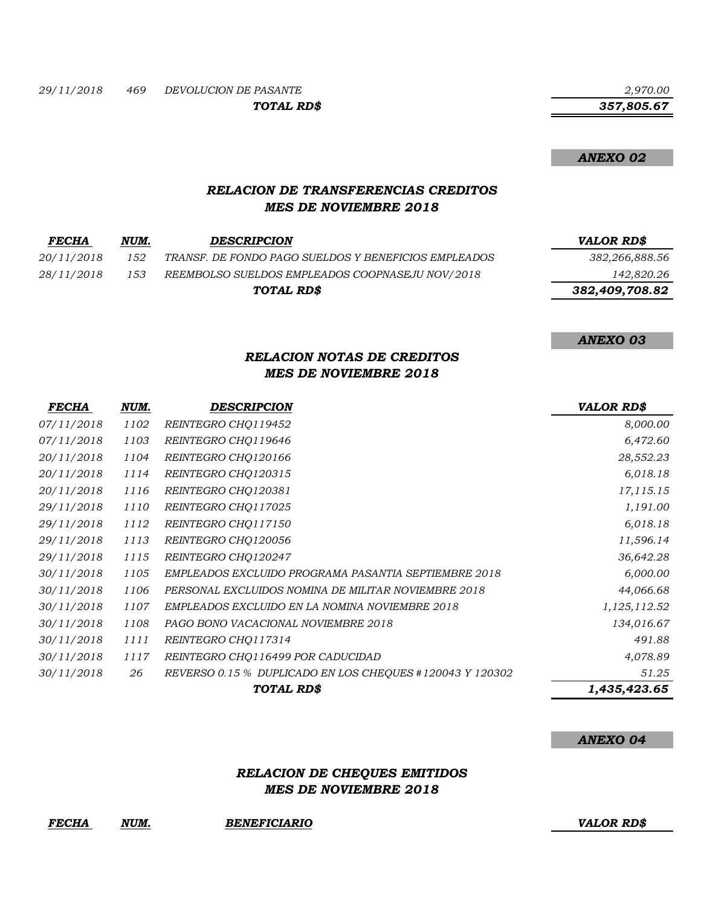| | | | |
|---|---|---|---|
| 29/11/2018 | 469 | DEVOLUCION DE PASANTE | 2,970.00 |
| | | **TOTAL RD$** | **357,805.67** |

**ANEXO 02**

### RELACION DE TRANSFERENCIAS CREDITOS
### MES DE NOVIEMBRE 2018

| FECHA | NUM. | DESCRIPCION | VALOR RD$ |
|---|---|---|---|
| 20/11/2018 | 152 | TRANSF. DE FONDO PAGO SUELDOS Y BENEFICIOS EMPLEADOS | 382,266,888.56 |
| 28/11/2018 | 153 | REEMBOLSO SUELDOS EMPLEADOS COOPNASEJU NOV/2018 | 142,820.26 |
| | | **TOTAL RD$** | **382,409,708.82** |

**ANEXO 03**

### RELACION NOTAS DE CREDITOS
### MES DE NOVIEMBRE 2018

| FECHA | NUM. | DESCRIPCION | VALOR RD$ |
|---|---|---|---|
| 07/11/2018 | 1102 | REINTEGRO CHQ119452 | 8,000.00 |
| 07/11/2018 | 1103 | REINTEGRO CHQ119646 | 6,472.60 |
| 20/11/2018 | 1104 | REINTEGRO CHQ120166 | 28,552.23 |
| 20/11/2018 | 1114 | REINTEGRO CHQ120315 | 6,018.18 |
| 20/11/2018 | 1116 | REINTEGRO CHQ120381 | 17,115.15 |
| 29/11/2018 | 1110 | REINTEGRO CHQ117025 | 1,191.00 |
| 29/11/2018 | 1112 | REINTEGRO CHQ117150 | 6,018.18 |
| 29/11/2018 | 1113 | REINTEGRO CHQ120056 | 11,596.14 |
| 29/11/2018 | 1115 | REINTEGRO CHQ120247 | 36,642.28 |
| 30/11/2018 | 1105 | EMPLEADOS EXCLUIDO PROGRAMA PASANTIA SEPTIEMBRE 2018 | 6,000.00 |
| 30/11/2018 | 1106 | PERSONAL EXCLUIDOS NOMINA DE MILITAR NOVIEMBRE 2018 | 44,066.68 |
| 30/11/2018 | 1107 | EMPLEADOS EXCLUIDO EN LA NOMINA NOVIEMBRE 2018 | 1,125,112.52 |
| 30/11/2018 | 1108 | PAGO BONO VACACIONAL NOVIEMBRE 2018 | 134,016.67 |
| 30/11/2018 | 1111 | REINTEGRO CHQ117314 | 491.88 |
| 30/11/2018 | 1117 | REINTEGRO CHQ116499 POR CADUCIDAD | 4,078.89 |
| 30/11/2018 | 26 | REVERSO 0.15 % DUPLICADO EN LOS CHEQUES #120043 Y 120302 | 51.25 |
| | | **TOTAL RD$** | **1,435,423.65** |

**ANEXO 04**

### RELACION DE CHEQUES EMITIDOS
### MES DE NOVIEMBRE 2018

| FECHA | NUM. | BENEFICIARIO | VALOR RD$ |
|---|---|---|---|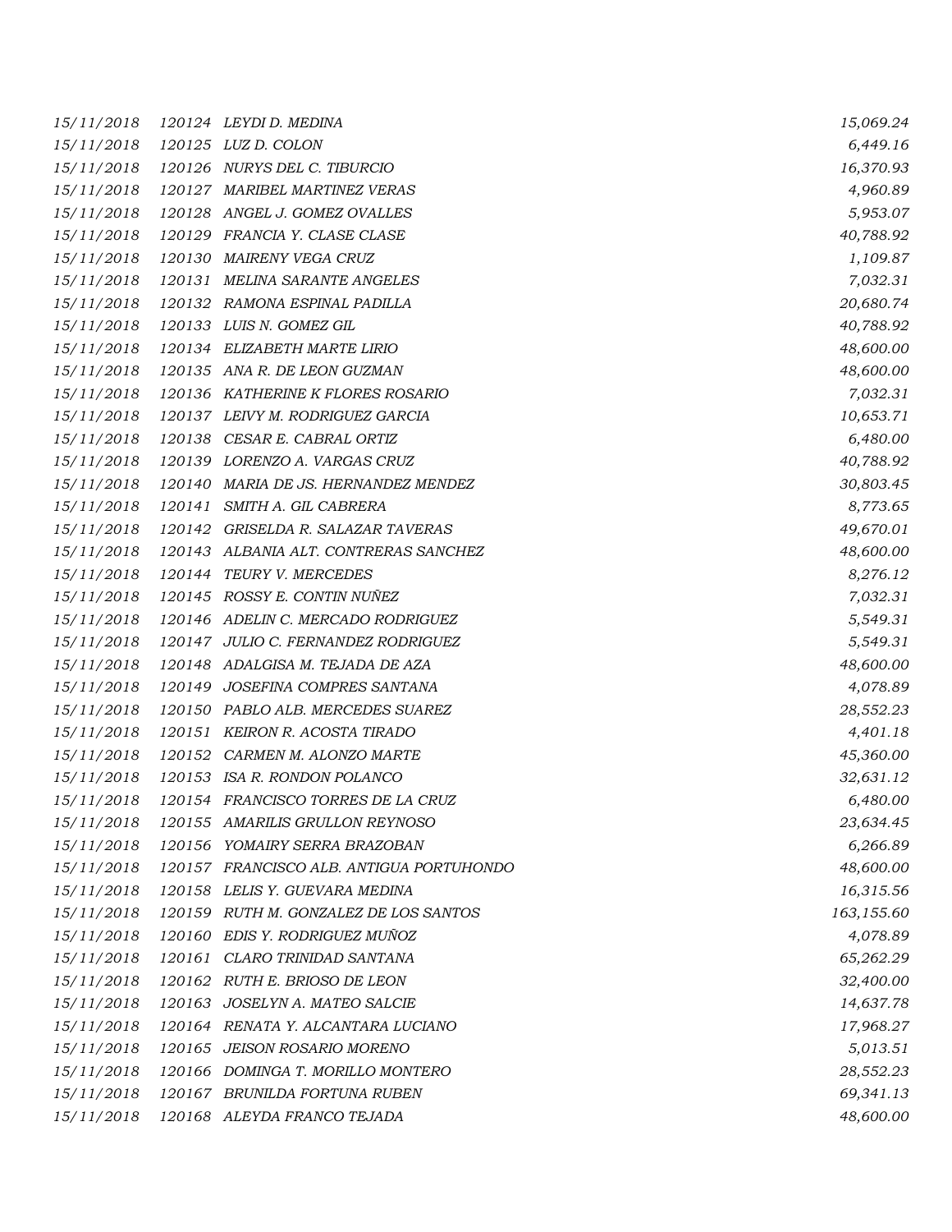| | | | |
|---|---|---|---|
| 15/11/2018 | 120124 | LEYDI D. MEDINA | 15,069.24 |
| 15/11/2018 | 120125 | LUZ D. COLON | 6,449.16 |
| 15/11/2018 | 120126 | NURYS DEL C. TIBURCIO | 16,370.93 |
| 15/11/2018 | 120127 | MARIBEL MARTINEZ VERAS | 4,960.89 |
| 15/11/2018 | 120128 | ANGEL J. GOMEZ OVALLES | 5,953.07 |
| 15/11/2018 | 120129 | FRANCIA Y. CLASE CLASE | 40,788.92 |
| 15/11/2018 | 120130 | MAIRENY VEGA CRUZ | 1,109.87 |
| 15/11/2018 | 120131 | MELINA SARANTE ANGELES | 7,032.31 |
| 15/11/2018 | 120132 | RAMONA ESPINAL PADILLA | 20,680.74 |
| 15/11/2018 | 120133 | LUIS N. GOMEZ GIL | 40,788.92 |
| 15/11/2018 | 120134 | ELIZABETH MARTE LIRIO | 48,600.00 |
| 15/11/2018 | 120135 | ANA R. DE LEON GUZMAN | 48,600.00 |
| 15/11/2018 | 120136 | KATHERINE K FLORES ROSARIO | 7,032.31 |
| 15/11/2018 | 120137 | LEIVY M. RODRIGUEZ GARCIA | 10,653.71 |
| 15/11/2018 | 120138 | CESAR E. CABRAL ORTIZ | 6,480.00 |
| 15/11/2018 | 120139 | LORENZO A. VARGAS CRUZ | 40,788.92 |
| 15/11/2018 | 120140 | MARIA DE JS. HERNANDEZ MENDEZ | 30,803.45 |
| 15/11/2018 | 120141 | SMITH A. GIL CABRERA | 8,773.65 |
| 15/11/2018 | 120142 | GRISELDA R. SALAZAR TAVERAS | 49,670.01 |
| 15/11/2018 | 120143 | ALBANIA ALT. CONTRERAS SANCHEZ | 48,600.00 |
| 15/11/2018 | 120144 | TEURY V. MERCEDES | 8,276.12 |
| 15/11/2018 | 120145 | ROSSY E. CONTIN NUÑEZ | 7,032.31 |
| 15/11/2018 | 120146 | ADELIN C. MERCADO RODRIGUEZ | 5,549.31 |
| 15/11/2018 | 120147 | JULIO C. FERNANDEZ RODRIGUEZ | 5,549.31 |
| 15/11/2018 | 120148 | ADALGISA M. TEJADA DE AZA | 48,600.00 |
| 15/11/2018 | 120149 | JOSEFINA COMPRES SANTANA | 4,078.89 |
| 15/11/2018 | 120150 | PABLO ALB. MERCEDES SUAREZ | 28,552.23 |
| 15/11/2018 | 120151 | KEIRON R. ACOSTA TIRADO | 4,401.18 |
| 15/11/2018 | 120152 | CARMEN M. ALONZO MARTE | 45,360.00 |
| 15/11/2018 | 120153 | ISA R. RONDON POLANCO | 32,631.12 |
| 15/11/2018 | 120154 | FRANCISCO TORRES DE LA CRUZ | 6,480.00 |
| 15/11/2018 | 120155 | AMARILIS GRULLON REYNOSO | 23,634.45 |
| 15/11/2018 | 120156 | YOMAIRY SERRA BRAZOBAN | 6,266.89 |
| 15/11/2018 | 120157 | FRANCISCO ALB. ANTIGUA PORTUHONDO | 48,600.00 |
| 15/11/2018 | 120158 | LELIS Y. GUEVARA MEDINA | 16,315.56 |
| 15/11/2018 | 120159 | RUTH M. GONZALEZ DE LOS SANTOS | 163,155.60 |
| 15/11/2018 | 120160 | EDIS Y. RODRIGUEZ MUÑOZ | 4,078.89 |
| 15/11/2018 | 120161 | CLARO TRINIDAD SANTANA | 65,262.29 |
| 15/11/2018 | 120162 | RUTH E. BRIOSO DE LEON | 32,400.00 |
| 15/11/2018 | 120163 | JOSELYN A. MATEO SALCIE | 14,637.78 |
| 15/11/2018 | 120164 | RENATA Y. ALCANTARA LUCIANO | 17,968.27 |
| 15/11/2018 | 120165 | JEISON ROSARIO MORENO | 5,013.51 |
| 15/11/2018 | 120166 | DOMINGA T. MORILLO MONTERO | 28,552.23 |
| 15/11/2018 | 120167 | BRUNILDA FORTUNA RUBEN | 69,341.13 |
| 15/11/2018 | 120168 | ALEYDA FRANCO TEJADA | 48,600.00 |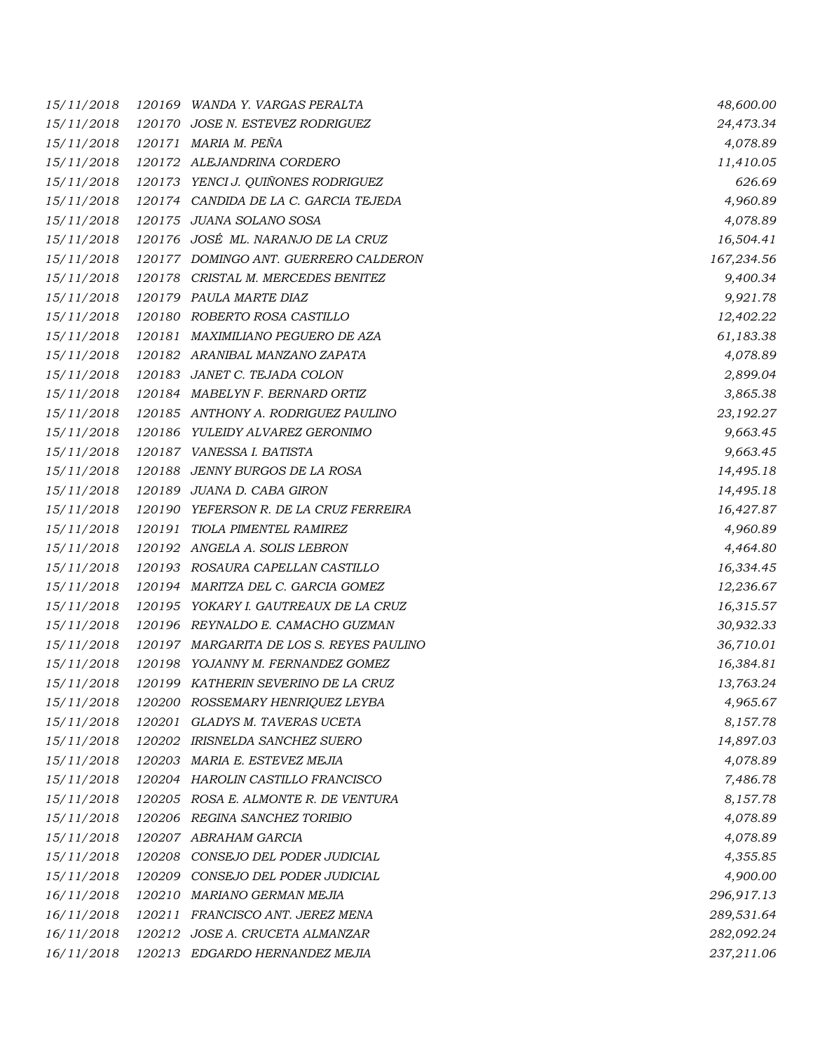| | | | |
|---|---|---|---|
| 15/11/2018 | 120169 | WANDA Y. VARGAS PERALTA | 48,600.00 |
| 15/11/2018 | 120170 | JOSE N. ESTEVEZ RODRIGUEZ | 24,473.34 |
| 15/11/2018 | 120171 | MARIA M. PEÑA | 4,078.89 |
| 15/11/2018 | 120172 | ALEJANDRINA CORDERO | 11,410.05 |
| 15/11/2018 | 120173 | YENCI J. QUIÑONES RODRIGUEZ | 626.69 |
| 15/11/2018 | 120174 | CANDIDA DE LA C. GARCIA TEJEDA | 4,960.89 |
| 15/11/2018 | 120175 | JUANA SOLANO SOSA | 4,078.89 |
| 15/11/2018 | 120176 | JOSÉ ML. NARANJO DE LA CRUZ | 16,504.41 |
| 15/11/2018 | 120177 | DOMINGO ANT. GUERRERO CALDERON | 167,234.56 |
| 15/11/2018 | 120178 | CRISTAL M. MERCEDES BENITEZ | 9,400.34 |
| 15/11/2018 | 120179 | PAULA MARTE DIAZ | 9,921.78 |
| 15/11/2018 | 120180 | ROBERTO ROSA CASTILLO | 12,402.22 |
| 15/11/2018 | 120181 | MAXIMILIANO PEGUERO DE AZA | 61,183.38 |
| 15/11/2018 | 120182 | ARANIBAL MANZANO ZAPATA | 4,078.89 |
| 15/11/2018 | 120183 | JANET C. TEJADA COLON | 2,899.04 |
| 15/11/2018 | 120184 | MABELYN F. BERNARD ORTIZ | 3,865.38 |
| 15/11/2018 | 120185 | ANTHONY A. RODRIGUEZ PAULINO | 23,192.27 |
| 15/11/2018 | 120186 | YULEIDY ALVAREZ GERONIMO | 9,663.45 |
| 15/11/2018 | 120187 | VANESSA I. BATISTA | 9,663.45 |
| 15/11/2018 | 120188 | JENNY BURGOS DE LA ROSA | 14,495.18 |
| 15/11/2018 | 120189 | JUANA D. CABA GIRON | 14,495.18 |
| 15/11/2018 | 120190 | YEFERSON R. DE LA CRUZ FERREIRA | 16,427.87 |
| 15/11/2018 | 120191 | TIOLA PIMENTEL RAMIREZ | 4,960.89 |
| 15/11/2018 | 120192 | ANGELA A. SOLIS LEBRON | 4,464.80 |
| 15/11/2018 | 120193 | ROSAURA CAPELLAN CASTILLO | 16,334.45 |
| 15/11/2018 | 120194 | MARITZA DEL C. GARCIA GOMEZ | 12,236.67 |
| 15/11/2018 | 120195 | YOKARY I. GAUTREAUX DE LA CRUZ | 16,315.57 |
| 15/11/2018 | 120196 | REYNALDO E. CAMACHO GUZMAN | 30,932.33 |
| 15/11/2018 | 120197 | MARGARITA DE LOS S. REYES PAULINO | 36,710.01 |
| 15/11/2018 | 120198 | YOJANNY M. FERNANDEZ GOMEZ | 16,384.81 |
| 15/11/2018 | 120199 | KATHERIN SEVERINO DE LA CRUZ | 13,763.24 |
| 15/11/2018 | 120200 | ROSSEMARY HENRIQUEZ LEYBA | 4,965.67 |
| 15/11/2018 | 120201 | GLADYS M. TAVERAS UCETA | 8,157.78 |
| 15/11/2018 | 120202 | IRISNELDA SANCHEZ SUERO | 14,897.03 |
| 15/11/2018 | 120203 | MARIA E. ESTEVEZ MEJIA | 4,078.89 |
| 15/11/2018 | 120204 | HAROLIN CASTILLO FRANCISCO | 7,486.78 |
| 15/11/2018 | 120205 | ROSA E. ALMONTE R. DE VENTURA | 8,157.78 |
| 15/11/2018 | 120206 | REGINA SANCHEZ TORIBIO | 4,078.89 |
| 15/11/2018 | 120207 | ABRAHAM GARCIA | 4,078.89 |
| 15/11/2018 | 120208 | CONSEJO DEL PODER JUDICIAL | 4,355.85 |
| 15/11/2018 | 120209 | CONSEJO DEL PODER JUDICIAL | 4,900.00 |
| 16/11/2018 | 120210 | MARIANO GERMAN MEJIA | 296,917.13 |
| 16/11/2018 | 120211 | FRANCISCO ANT. JEREZ MENA | 289,531.64 |
| 16/11/2018 | 120212 | JOSE A. CRUCETA ALMANZAR | 282,092.24 |
| 16/11/2018 | 120213 | EDGARDO HERNANDEZ MEJIA | 237,211.06 |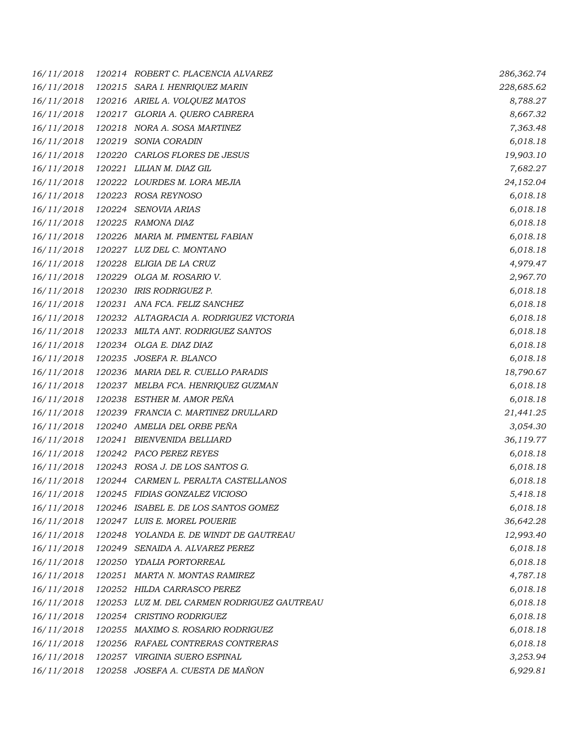| | | | |
|---|---|---|---|
| 16/11/2018 | 120214 | ROBERT C. PLACENCIA ALVAREZ | 286,362.74 |
| 16/11/2018 | 120215 | SARA I. HENRIQUEZ MARIN | 228,685.62 |
| 16/11/2018 | 120216 | ARIEL A. VOLQUEZ MATOS | 8,788.27 |
| 16/11/2018 | 120217 | GLORIA A. QUERO CABRERA | 8,667.32 |
| 16/11/2018 | 120218 | NORA A. SOSA MARTINEZ | 7,363.48 |
| 16/11/2018 | 120219 | SONIA CORADIN | 6,018.18 |
| 16/11/2018 | 120220 | CARLOS FLORES DE JESUS | 19,903.10 |
| 16/11/2018 | 120221 | LILIAN M. DIAZ GIL | 7,682.27 |
| 16/11/2018 | 120222 | LOURDES M. LORA MEJIA | 24,152.04 |
| 16/11/2018 | 120223 | ROSA REYNOSO | 6,018.18 |
| 16/11/2018 | 120224 | SENOVIA ARIAS | 6,018.18 |
| 16/11/2018 | 120225 | RAMONA DIAZ | 6,018.18 |
| 16/11/2018 | 120226 | MARIA M. PIMENTEL FABIAN | 6,018.18 |
| 16/11/2018 | 120227 | LUZ DEL C. MONTANO | 6,018.18 |
| 16/11/2018 | 120228 | ELIGIA DE LA CRUZ | 4,979.47 |
| 16/11/2018 | 120229 | OLGA M. ROSARIO V. | 2,967.70 |
| 16/11/2018 | 120230 | IRIS RODRIGUEZ P. | 6,018.18 |
| 16/11/2018 | 120231 | ANA FCA. FELIZ SANCHEZ | 6,018.18 |
| 16/11/2018 | 120232 | ALTAGRACIA A. RODRIGUEZ VICTORIA | 6,018.18 |
| 16/11/2018 | 120233 | MILTA ANT. RODRIGUEZ SANTOS | 6,018.18 |
| 16/11/2018 | 120234 | OLGA E. DIAZ DIAZ | 6,018.18 |
| 16/11/2018 | 120235 | JOSEFA R. BLANCO | 6,018.18 |
| 16/11/2018 | 120236 | MARIA DEL R. CUELLO PARADIS | 18,790.67 |
| 16/11/2018 | 120237 | MELBA FCA. HENRIQUEZ GUZMAN | 6,018.18 |
| 16/11/2018 | 120238 | ESTHER M. AMOR PEÑA | 6,018.18 |
| 16/11/2018 | 120239 | FRANCIA C. MARTINEZ DRULLARD | 21,441.25 |
| 16/11/2018 | 120240 | AMELIA DEL ORBE PEÑA | 3,054.30 |
| 16/11/2018 | 120241 | BIENVENIDA BELLIARD | 36,119.77 |
| 16/11/2018 | 120242 | PACO PEREZ REYES | 6,018.18 |
| 16/11/2018 | 120243 | ROSA J. DE LOS SANTOS G. | 6,018.18 |
| 16/11/2018 | 120244 | CARMEN L. PERALTA CASTELLANOS | 6,018.18 |
| 16/11/2018 | 120245 | FIDIAS GONZALEZ VICIOSO | 5,418.18 |
| 16/11/2018 | 120246 | ISABEL E. DE LOS SANTOS GOMEZ | 6,018.18 |
| 16/11/2018 | 120247 | LUIS E. MOREL POUERIE | 36,642.28 |
| 16/11/2018 | 120248 | YOLANDA E. DE WINDT DE GAUTREAU | 12,993.40 |
| 16/11/2018 | 120249 | SENAIDA A. ALVAREZ PEREZ | 6,018.18 |
| 16/11/2018 | 120250 | YDALIA PORTORREAL | 6,018.18 |
| 16/11/2018 | 120251 | MARTA N. MONTAS RAMIREZ | 4,787.18 |
| 16/11/2018 | 120252 | HILDA CARRASCO PEREZ | 6,018.18 |
| 16/11/2018 | 120253 | LUZ M. DEL CARMEN RODRIGUEZ GAUTREAU | 6,018.18 |
| 16/11/2018 | 120254 | CRISTINO RODRIGUEZ | 6,018.18 |
| 16/11/2018 | 120255 | MAXIMO S. ROSARIO RODRIGUEZ | 6,018.18 |
| 16/11/2018 | 120256 | RAFAEL CONTRERAS CONTRERAS | 6,018.18 |
| 16/11/2018 | 120257 | VIRGINIA SUERO ESPINAL | 3,253.94 |
| 16/11/2018 | 120258 | JOSEFA A. CUESTA DE MAÑON | 6,929.81 |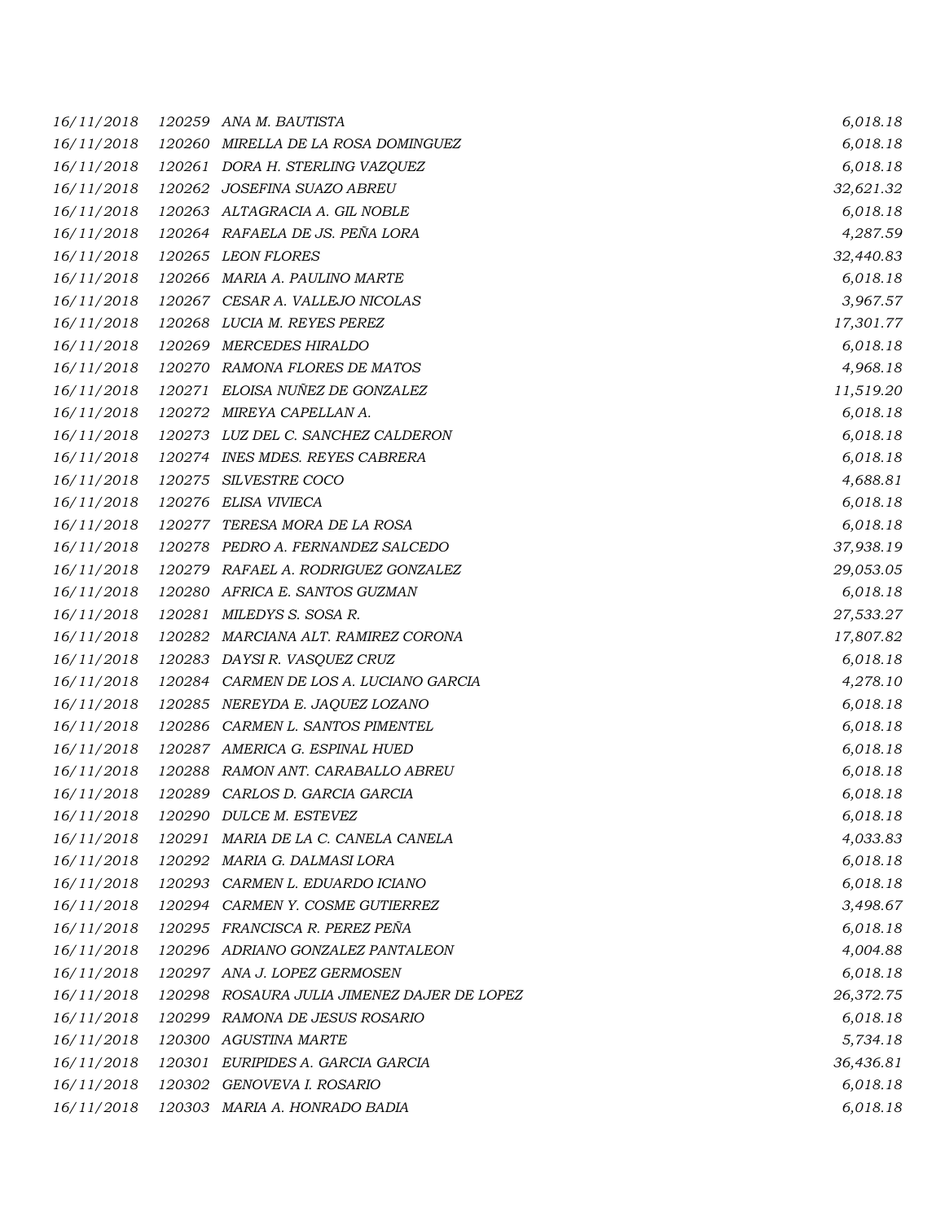| | | | |
|---|---|---|---|
| *16/11/2018* | *120259* | *ANA M. BAUTISTA* | *6,018.18* |
| *16/11/2018* | *120260* | *MIRELLA DE LA ROSA DOMINGUEZ* | *6,018.18* |
| *16/11/2018* | *120261* | *DORA H. STERLING VAZQUEZ* | *6,018.18* |
| *16/11/2018* | *120262* | *JOSEFINA SUAZO ABREU* | *32,621.32* |
| *16/11/2018* | *120263* | *ALTAGRACIA A. GIL NOBLE* | *6,018.18* |
| *16/11/2018* | *120264* | *RAFAELA DE JS. PEÑA LORA* | *4,287.59* |
| *16/11/2018* | *120265* | *LEON FLORES* | *32,440.83* |
| *16/11/2018* | *120266* | *MARIA A. PAULINO MARTE* | *6,018.18* |
| *16/11/2018* | *120267* | *CESAR A. VALLEJO NICOLAS* | *3,967.57* |
| *16/11/2018* | *120268* | *LUCIA M. REYES PEREZ* | *17,301.77* |
| *16/11/2018* | *120269* | *MERCEDES HIRALDO* | *6,018.18* |
| *16/11/2018* | *120270* | *RAMONA FLORES DE MATOS* | *4,968.18* |
| *16/11/2018* | *120271* | *ELOISA NUÑEZ DE GONZALEZ* | *11,519.20* |
| *16/11/2018* | *120272* | *MIREYA CAPELLAN A.* | *6,018.18* |
| *16/11/2018* | *120273* | *LUZ DEL C. SANCHEZ CALDERON* | *6,018.18* |
| *16/11/2018* | *120274* | *INES MDES. REYES CABRERA* | *6,018.18* |
| *16/11/2018* | *120275* | *SILVESTRE COCO* | *4,688.81* |
| *16/11/2018* | *120276* | *ELISA VIVIECA* | *6,018.18* |
| *16/11/2018* | *120277* | *TERESA MORA DE LA ROSA* | *6,018.18* |
| *16/11/2018* | *120278* | *PEDRO A. FERNANDEZ SALCEDO* | *37,938.19* |
| *16/11/2018* | *120279* | *RAFAEL A. RODRIGUEZ GONZALEZ* | *29,053.05* |
| *16/11/2018* | *120280* | *AFRICA E. SANTOS GUZMAN* | *6,018.18* |
| *16/11/2018* | *120281* | *MILEDYS S. SOSA R.* | *27,533.27* |
| *16/11/2018* | *120282* | *MARCIANA ALT. RAMIREZ CORONA* | *17,807.82* |
| *16/11/2018* | *120283* | *DAYSI R. VASQUEZ CRUZ* | *6,018.18* |
| *16/11/2018* | *120284* | *CARMEN DE LOS A. LUCIANO GARCIA* | *4,278.10* |
| *16/11/2018* | *120285* | *NEREYDA E. JAQUEZ LOZANO* | *6,018.18* |
| *16/11/2018* | *120286* | *CARMEN L. SANTOS PIMENTEL* | *6,018.18* |
| *16/11/2018* | *120287* | *AMERICA G. ESPINAL HUED* | *6,018.18* |
| *16/11/2018* | *120288* | *RAMON ANT. CARABALLO ABREU* | *6,018.18* |
| *16/11/2018* | *120289* | *CARLOS D. GARCIA GARCIA* | *6,018.18* |
| *16/11/2018* | *120290* | *DULCE M. ESTEVEZ* | *6,018.18* |
| *16/11/2018* | *120291* | *MARIA DE LA C. CANELA CANELA* | *4,033.83* |
| *16/11/2018* | *120292* | *MARIA G. DALMASI LORA* | *6,018.18* |
| *16/11/2018* | *120293* | *CARMEN L. EDUARDO ICIANO* | *6,018.18* |
| *16/11/2018* | *120294* | *CARMEN Y. COSME GUTIERREZ* | *3,498.67* |
| *16/11/2018* | *120295* | *FRANCISCA R. PEREZ PEÑA* | *6,018.18* |
| *16/11/2018* | *120296* | *ADRIANO GONZALEZ PANTALEON* | *4,004.88* |
| *16/11/2018* | *120297* | *ANA J. LOPEZ GERMOSEN* | *6,018.18* |
| *16/11/2018* | *120298* | *ROSAURA JULIA JIMENEZ DAJER DE LOPEZ* | *26,372.75* |
| *16/11/2018* | *120299* | *RAMONA DE JESUS ROSARIO* | *6,018.18* |
| *16/11/2018* | *120300* | *AGUSTINA MARTE* | *5,734.18* |
| *16/11/2018* | *120301* | *EURIPIDES A. GARCIA GARCIA* | *36,436.81* |
| *16/11/2018* | *120302* | *GENOVEVA I. ROSARIO* | *6,018.18* |
| *16/11/2018* | *120303* | *MARIA A. HONRADO BADIA* | *6,018.18* |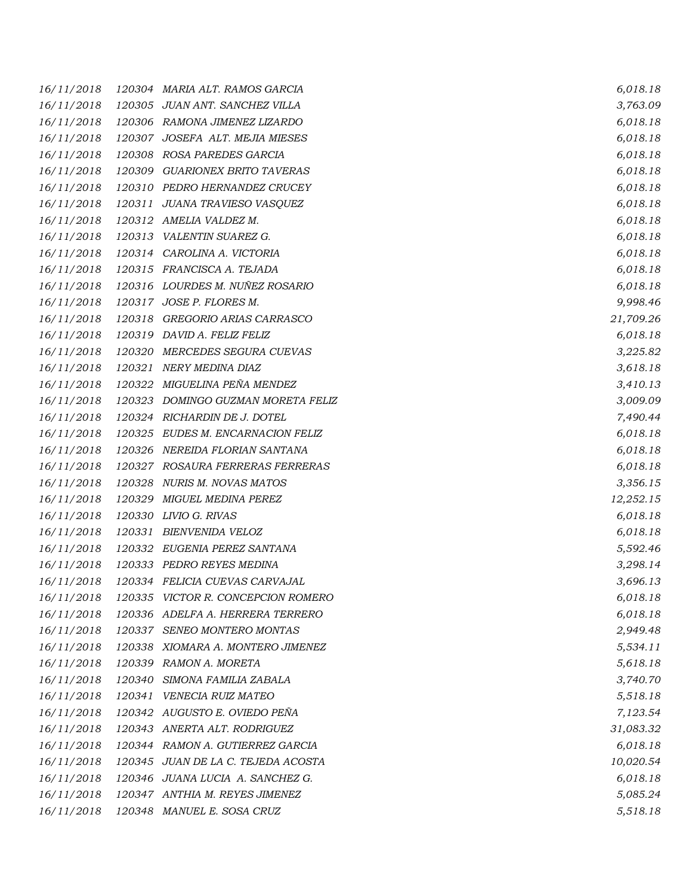| | | | |
|---|---|---|---|
| 16/11/2018 | 120304 | MARIA ALT. RAMOS GARCIA | 6,018.18 |
| 16/11/2018 | 120305 | JUAN ANT. SANCHEZ VILLA | 3,763.09 |
| 16/11/2018 | 120306 | RAMONA JIMENEZ LIZARDO | 6,018.18 |
| 16/11/2018 | 120307 | JOSEFA ALT. MEJIA MIESES | 6,018.18 |
| 16/11/2018 | 120308 | ROSA PAREDES GARCIA | 6,018.18 |
| 16/11/2018 | 120309 | GUARIONEX BRITO TAVERAS | 6,018.18 |
| 16/11/2018 | 120310 | PEDRO HERNANDEZ CRUCEY | 6,018.18 |
| 16/11/2018 | 120311 | JUANA TRAVIESO VASQUEZ | 6,018.18 |
| 16/11/2018 | 120312 | AMELIA VALDEZ M. | 6,018.18 |
| 16/11/2018 | 120313 | VALENTIN SUAREZ G. | 6,018.18 |
| 16/11/2018 | 120314 | CAROLINA A. VICTORIA | 6,018.18 |
| 16/11/2018 | 120315 | FRANCISCA A. TEJADA | 6,018.18 |
| 16/11/2018 | 120316 | LOURDES M. NUÑEZ ROSARIO | 6,018.18 |
| 16/11/2018 | 120317 | JOSE P. FLORES M. | 9,998.46 |
| 16/11/2018 | 120318 | GREGORIO ARIAS CARRASCO | 21,709.26 |
| 16/11/2018 | 120319 | DAVID A. FELIZ FELIZ | 6,018.18 |
| 16/11/2018 | 120320 | MERCEDES SEGURA CUEVAS | 3,225.82 |
| 16/11/2018 | 120321 | NERY MEDINA DIAZ | 3,618.18 |
| 16/11/2018 | 120322 | MIGUELINA PEÑA MENDEZ | 3,410.13 |
| 16/11/2018 | 120323 | DOMINGO GUZMAN MORETA FELIZ | 3,009.09 |
| 16/11/2018 | 120324 | RICHARDIN DE J. DOTEL | 7,490.44 |
| 16/11/2018 | 120325 | EUDES M. ENCARNACION FELIZ | 6,018.18 |
| 16/11/2018 | 120326 | NEREIDA FLORIAN SANTANA | 6,018.18 |
| 16/11/2018 | 120327 | ROSAURA FERRERAS FERRERAS | 6,018.18 |
| 16/11/2018 | 120328 | NURIS M. NOVAS MATOS | 3,356.15 |
| 16/11/2018 | 120329 | MIGUEL MEDINA PEREZ | 12,252.15 |
| 16/11/2018 | 120330 | LIVIO G. RIVAS | 6,018.18 |
| 16/11/2018 | 120331 | BIENVENIDA VELOZ | 6,018.18 |
| 16/11/2018 | 120332 | EUGENIA PEREZ SANTANA | 5,592.46 |
| 16/11/2018 | 120333 | PEDRO REYES MEDINA | 3,298.14 |
| 16/11/2018 | 120334 | FELICIA CUEVAS CARVAJAL | 3,696.13 |
| 16/11/2018 | 120335 | VICTOR R. CONCEPCION ROMERO | 6,018.18 |
| 16/11/2018 | 120336 | ADELFA A. HERRERA TERRERO | 6,018.18 |
| 16/11/2018 | 120337 | SENEO MONTERO MONTAS | 2,949.48 |
| 16/11/2018 | 120338 | XIOMARA A. MONTERO JIMENEZ | 5,534.11 |
| 16/11/2018 | 120339 | RAMON A. MORETA | 5,618.18 |
| 16/11/2018 | 120340 | SIMONA FAMILIA ZABALA | 3,740.70 |
| 16/11/2018 | 120341 | VENECIA RUIZ MATEO | 5,518.18 |
| 16/11/2018 | 120342 | AUGUSTO E. OVIEDO PEÑA | 7,123.54 |
| 16/11/2018 | 120343 | ANERTA ALT. RODRIGUEZ | 31,083.32 |
| 16/11/2018 | 120344 | RAMON A. GUTIERREZ GARCIA | 6,018.18 |
| 16/11/2018 | 120345 | JUAN DE LA C. TEJEDA ACOSTA | 10,020.54 |
| 16/11/2018 | 120346 | JUANA LUCIA A. SANCHEZ G. | 6,018.18 |
| 16/11/2018 | 120347 | ANTHIA M. REYES JIMENEZ | 5,085.24 |
| 16/11/2018 | 120348 | MANUEL E. SOSA CRUZ | 5,518.18 |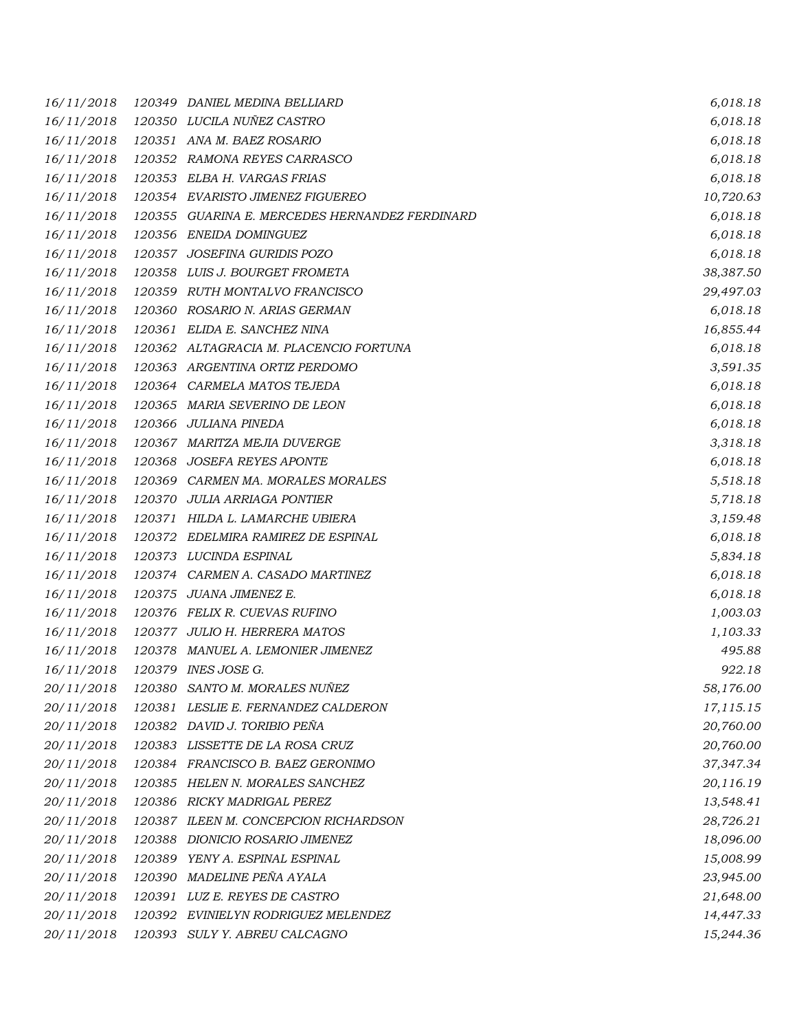| | | | |
|---|---|---|---|
| *16/11/2018* | *120349* | *DANIEL MEDINA BELLIARD* | *6,018.18* |
| *16/11/2018* | *120350* | *LUCILA NUÑEZ CASTRO* | *6,018.18* |
| *16/11/2018* | *120351* | *ANA M. BAEZ ROSARIO* | *6,018.18* |
| *16/11/2018* | *120352* | *RAMONA REYES CARRASCO* | *6,018.18* |
| *16/11/2018* | *120353* | *ELBA H. VARGAS FRIAS* | *6,018.18* |
| *16/11/2018* | *120354* | *EVARISTO JIMENEZ FIGUEREO* | *10,720.63* |
| *16/11/2018* | *120355* | *GUARINA E. MERCEDES HERNANDEZ FERDINARD* | *6,018.18* |
| *16/11/2018* | *120356* | *ENEIDA DOMINGUEZ* | *6,018.18* |
| *16/11/2018* | *120357* | *JOSEFINA GURIDIS POZO* | *6,018.18* |
| *16/11/2018* | *120358* | *LUIS J. BOURGET FROMETA* | *38,387.50* |
| *16/11/2018* | *120359* | *RUTH MONTALVO FRANCISCO* | *29,497.03* |
| *16/11/2018* | *120360* | *ROSARIO N. ARIAS GERMAN* | *6,018.18* |
| *16/11/2018* | *120361* | *ELIDA E. SANCHEZ NINA* | *16,855.44* |
| *16/11/2018* | *120362* | *ALTAGRACIA M. PLACENCIO FORTUNA* | *6,018.18* |
| *16/11/2018* | *120363* | *ARGENTINA ORTIZ PERDOMO* | *3,591.35* |
| *16/11/2018* | *120364* | *CARMELA MATOS TEJEDA* | *6,018.18* |
| *16/11/2018* | *120365* | *MARIA SEVERINO DE LEON* | *6,018.18* |
| *16/11/2018* | *120366* | *JULIANA PINEDA* | *6,018.18* |
| *16/11/2018* | *120367* | *MARITZA MEJIA DUVERGE* | *3,318.18* |
| *16/11/2018* | *120368* | *JOSEFA REYES APONTE* | *6,018.18* |
| *16/11/2018* | *120369* | *CARMEN MA. MORALES MORALES* | *5,518.18* |
| *16/11/2018* | *120370* | *JULIA ARRIAGA PONTIER* | *5,718.18* |
| *16/11/2018* | *120371* | *HILDA L. LAMARCHE UBIERA* | *3,159.48* |
| *16/11/2018* | *120372* | *EDELMIRA RAMIREZ DE ESPINAL* | *6,018.18* |
| *16/11/2018* | *120373* | *LUCINDA ESPINAL* | *5,834.18* |
| *16/11/2018* | *120374* | *CARMEN A. CASADO MARTINEZ* | *6,018.18* |
| *16/11/2018* | *120375* | *JUANA JIMENEZ E.* | *6,018.18* |
| *16/11/2018* | *120376* | *FELIX R. CUEVAS RUFINO* | *1,003.03* |
| *16/11/2018* | *120377* | *JULIO H. HERRERA MATOS* | *1,103.33* |
| *16/11/2018* | *120378* | *MANUEL A. LEMONIER JIMENEZ* | *495.88* |
| *16/11/2018* | *120379* | *INES JOSE G.* | *922.18* |
| *20/11/2018* | *120380* | *SANTO M. MORALES NUÑEZ* | *58,176.00* |
| *20/11/2018* | *120381* | *LESLIE E. FERNANDEZ CALDERON* | *17,115.15* |
| *20/11/2018* | *120382* | *DAVID J. TORIBIO PEÑA* | *20,760.00* |
| *20/11/2018* | *120383* | *LISSETTE DE LA ROSA CRUZ* | *20,760.00* |
| *20/11/2018* | *120384* | *FRANCISCO B. BAEZ GERONIMO* | *37,347.34* |
| *20/11/2018* | *120385* | *HELEN N. MORALES SANCHEZ* | *20,116.19* |
| *20/11/2018* | *120386* | *RICKY MADRIGAL PEREZ* | *13,548.41* |
| *20/11/2018* | *120387* | *ILEEN M. CONCEPCION RICHARDSON* | *28,726.21* |
| *20/11/2018* | *120388* | *DIONICIO ROSARIO JIMENEZ* | *18,096.00* |
| *20/11/2018* | *120389* | *YENY A. ESPINAL ESPINAL* | *15,008.99* |
| *20/11/2018* | *120390* | *MADELINE PEÑA AYALA* | *23,945.00* |
| *20/11/2018* | *120391* | *LUZ E. REYES DE CASTRO* | *21,648.00* |
| *20/11/2018* | *120392* | *EVINIELYN RODRIGUEZ MELENDEZ* | *14,447.33* |
| *20/11/2018* | *120393* | *SULY Y. ABREU CALCAGNO* | *15,244.36* |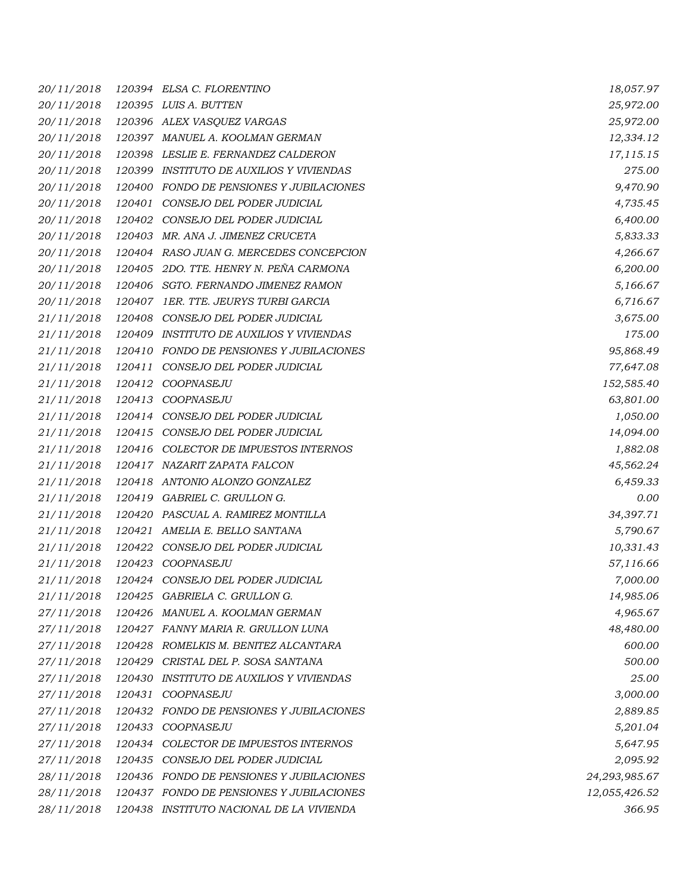| | | | |
|---|---|---|---|
| *20/11/2018* | *120394* | *ELSA C. FLORENTINO* | *18,057.97* |
| *20/11/2018* | *120395* | *LUIS A. BUTTEN* | *25,972.00* |
| *20/11/2018* | *120396* | *ALEX VASQUEZ VARGAS* | *25,972.00* |
| *20/11/2018* | *120397* | *MANUEL A. KOOLMAN GERMAN* | *12,334.12* |
| *20/11/2018* | *120398* | *LESLIE E. FERNANDEZ CALDERON* | *17,115.15* |
| *20/11/2018* | *120399* | *INSTITUTO DE AUXILIOS Y VIVIENDAS* | *275.00* |
| *20/11/2018* | *120400* | *FONDO DE PENSIONES Y JUBILACIONES* | *9,470.90* |
| *20/11/2018* | *120401* | *CONSEJO DEL PODER JUDICIAL* | *4,735.45* |
| *20/11/2018* | *120402* | *CONSEJO DEL PODER JUDICIAL* | *6,400.00* |
| *20/11/2018* | *120403* | *MR. ANA J. JIMENEZ CRUCETA* | *5,833.33* |
| *20/11/2018* | *120404* | *RASO JUAN G. MERCEDES CONCEPCION* | *4,266.67* |
| *20/11/2018* | *120405* | *2DO. TTE. HENRY N. PEÑA CARMONA* | *6,200.00* |
| *20/11/2018* | *120406* | *SGTO. FERNANDO JIMENEZ RAMON* | *5,166.67* |
| *20/11/2018* | *120407* | *1ER. TTE. JEURYS TURBI GARCIA* | *6,716.67* |
| *21/11/2018* | *120408* | *CONSEJO DEL PODER JUDICIAL* | *3,675.00* |
| *21/11/2018* | *120409* | *INSTITUTO DE AUXILIOS Y VIVIENDAS* | *175.00* |
| *21/11/2018* | *120410* | *FONDO DE PENSIONES Y JUBILACIONES* | *95,868.49* |
| *21/11/2018* | *120411* | *CONSEJO DEL PODER JUDICIAL* | *77,647.08* |
| *21/11/2018* | *120412* | *COOPNASEJU* | *152,585.40* |
| *21/11/2018* | *120413* | *COOPNASEJU* | *63,801.00* |
| *21/11/2018* | *120414* | *CONSEJO DEL PODER JUDICIAL* | *1,050.00* |
| *21/11/2018* | *120415* | *CONSEJO DEL PODER JUDICIAL* | *14,094.00* |
| *21/11/2018* | *120416* | *COLECTOR DE IMPUESTOS INTERNOS* | *1,882.08* |
| *21/11/2018* | *120417* | *NAZARIT ZAPATA FALCON* | *45,562.24* |
| *21/11/2018* | *120418* | *ANTONIO ALONZO GONZALEZ* | *6,459.33* |
| *21/11/2018* | *120419* | *GABRIEL C. GRULLON G.* | *0.00* |
| *21/11/2018* | *120420* | *PASCUAL A. RAMIREZ MONTILLA* | *34,397.71* |
| *21/11/2018* | *120421* | *AMELIA E. BELLO SANTANA* | *5,790.67* |
| *21/11/2018* | *120422* | *CONSEJO DEL PODER JUDICIAL* | *10,331.43* |
| *21/11/2018* | *120423* | *COOPNASEJU* | *57,116.66* |
| *21/11/2018* | *120424* | *CONSEJO DEL PODER JUDICIAL* | *7,000.00* |
| *21/11/2018* | *120425* | *GABRIELA C. GRULLON G.* | *14,985.06* |
| *27/11/2018* | *120426* | *MANUEL A. KOOLMAN GERMAN* | *4,965.67* |
| *27/11/2018* | *120427* | *FANNY MARIA R. GRULLON LUNA* | *48,480.00* |
| *27/11/2018* | *120428* | *ROMELKIS M. BENITEZ ALCANTARA* | *600.00* |
| *27/11/2018* | *120429* | *CRISTAL DEL P. SOSA SANTANA* | *500.00* |
| *27/11/2018* | *120430* | *INSTITUTO DE AUXILIOS Y VIVIENDAS* | *25.00* |
| *27/11/2018* | *120431* | *COOPNASEJU* | *3,000.00* |
| *27/11/2018* | *120432* | *FONDO DE PENSIONES Y JUBILACIONES* | *2,889.85* |
| *27/11/2018* | *120433* | *COOPNASEJU* | *5,201.04* |
| *27/11/2018* | *120434* | *COLECTOR DE IMPUESTOS INTERNOS* | *5,647.95* |
| *27/11/2018* | *120435* | *CONSEJO DEL PODER JUDICIAL* | *2,095.92* |
| *28/11/2018* | *120436* | *FONDO DE PENSIONES Y JUBILACIONES* | *24,293,985.67* |
| *28/11/2018* | *120437* | *FONDO DE PENSIONES Y JUBILACIONES* | *12,055,426.52* |
| *28/11/2018* | *120438* | *INSTITUTO NACIONAL DE LA VIVIENDA* | *366.95* |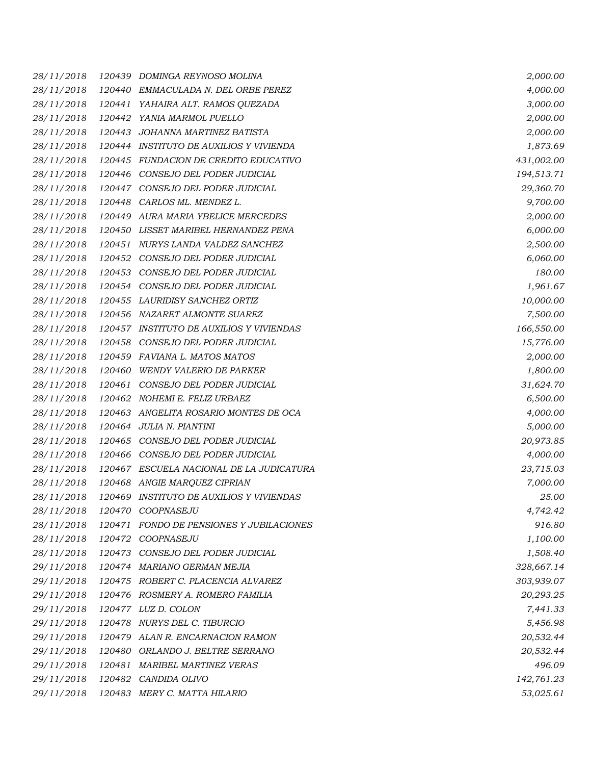| | | | |
|---|---|---|---|
| 28/11/2018 | 120439 | DOMINGA REYNOSO MOLINA | 2,000.00 |
| 28/11/2018 | 120440 | EMMACULADA N. DEL ORBE PEREZ | 4,000.00 |
| 28/11/2018 | 120441 | YAHAIRA ALT. RAMOS QUEZADA | 3,000.00 |
| 28/11/2018 | 120442 | YANIA MARMOL PUELLO | 2,000.00 |
| 28/11/2018 | 120443 | JOHANNA MARTINEZ BATISTA | 2,000.00 |
| 28/11/2018 | 120444 | INSTITUTO DE AUXILIOS Y VIVIENDA | 1,873.69 |
| 28/11/2018 | 120445 | FUNDACION DE CREDITO EDUCATIVO | 431,002.00 |
| 28/11/2018 | 120446 | CONSEJO DEL PODER JUDICIAL | 194,513.71 |
| 28/11/2018 | 120447 | CONSEJO DEL PODER JUDICIAL | 29,360.70 |
| 28/11/2018 | 120448 | CARLOS ML. MENDEZ L. | 9,700.00 |
| 28/11/2018 | 120449 | AURA MARIA YBELICE MERCEDES | 2,000.00 |
| 28/11/2018 | 120450 | LISSET MARIBEL HERNANDEZ PENA | 6,000.00 |
| 28/11/2018 | 120451 | NURYS LANDA VALDEZ SANCHEZ | 2,500.00 |
| 28/11/2018 | 120452 | CONSEJO DEL PODER JUDICIAL | 6,060.00 |
| 28/11/2018 | 120453 | CONSEJO DEL PODER JUDICIAL | 180.00 |
| 28/11/2018 | 120454 | CONSEJO DEL PODER JUDICIAL | 1,961.67 |
| 28/11/2018 | 120455 | LAURIDISY SANCHEZ ORTIZ | 10,000.00 |
| 28/11/2018 | 120456 | NAZARET ALMONTE SUAREZ | 7,500.00 |
| 28/11/2018 | 120457 | INSTITUTO DE AUXILIOS Y VIVIENDAS | 166,550.00 |
| 28/11/2018 | 120458 | CONSEJO DEL PODER JUDICIAL | 15,776.00 |
| 28/11/2018 | 120459 | FAVIANA L. MATOS MATOS | 2,000.00 |
| 28/11/2018 | 120460 | WENDY VALERIO DE PARKER | 1,800.00 |
| 28/11/2018 | 120461 | CONSEJO DEL PODER JUDICIAL | 31,624.70 |
| 28/11/2018 | 120462 | NOHEMI E. FELIZ URBAEZ | 6,500.00 |
| 28/11/2018 | 120463 | ANGELITA ROSARIO MONTES DE OCA | 4,000.00 |
| 28/11/2018 | 120464 | JULIA N. PIANTINI | 5,000.00 |
| 28/11/2018 | 120465 | CONSEJO DEL PODER JUDICIAL | 20,973.85 |
| 28/11/2018 | 120466 | CONSEJO DEL PODER JUDICIAL | 4,000.00 |
| 28/11/2018 | 120467 | ESCUELA NACIONAL DE LA JUDICATURA | 23,715.03 |
| 28/11/2018 | 120468 | ANGIE MARQUEZ CIPRIAN | 7,000.00 |
| 28/11/2018 | 120469 | INSTITUTO DE AUXILIOS Y VIVIENDAS | 25.00 |
| 28/11/2018 | 120470 | COOPNASEJU | 4,742.42 |
| 28/11/2018 | 120471 | FONDO DE PENSIONES Y JUBILACIONES | 916.80 |
| 28/11/2018 | 120472 | COOPNASEJU | 1,100.00 |
| 28/11/2018 | 120473 | CONSEJO DEL PODER JUDICIAL | 1,508.40 |
| 29/11/2018 | 120474 | MARIANO GERMAN MEJIA | 328,667.14 |
| 29/11/2018 | 120475 | ROBERT C. PLACENCIA ALVAREZ | 303,939.07 |
| 29/11/2018 | 120476 | ROSMERY A. ROMERO FAMILIA | 20,293.25 |
| 29/11/2018 | 120477 | LUZ D. COLON | 7,441.33 |
| 29/11/2018 | 120478 | NURYS DEL C. TIBURCIO | 5,456.98 |
| 29/11/2018 | 120479 | ALAN R. ENCARNACION RAMON | 20,532.44 |
| 29/11/2018 | 120480 | ORLANDO J. BELTRE SERRANO | 20,532.44 |
| 29/11/2018 | 120481 | MARIBEL MARTINEZ VERAS | 496.09 |
| 29/11/2018 | 120482 | CANDIDA OLIVO | 142,761.23 |
| 29/11/2018 | 120483 | MERY C. MATTA HILARIO | 53,025.61 |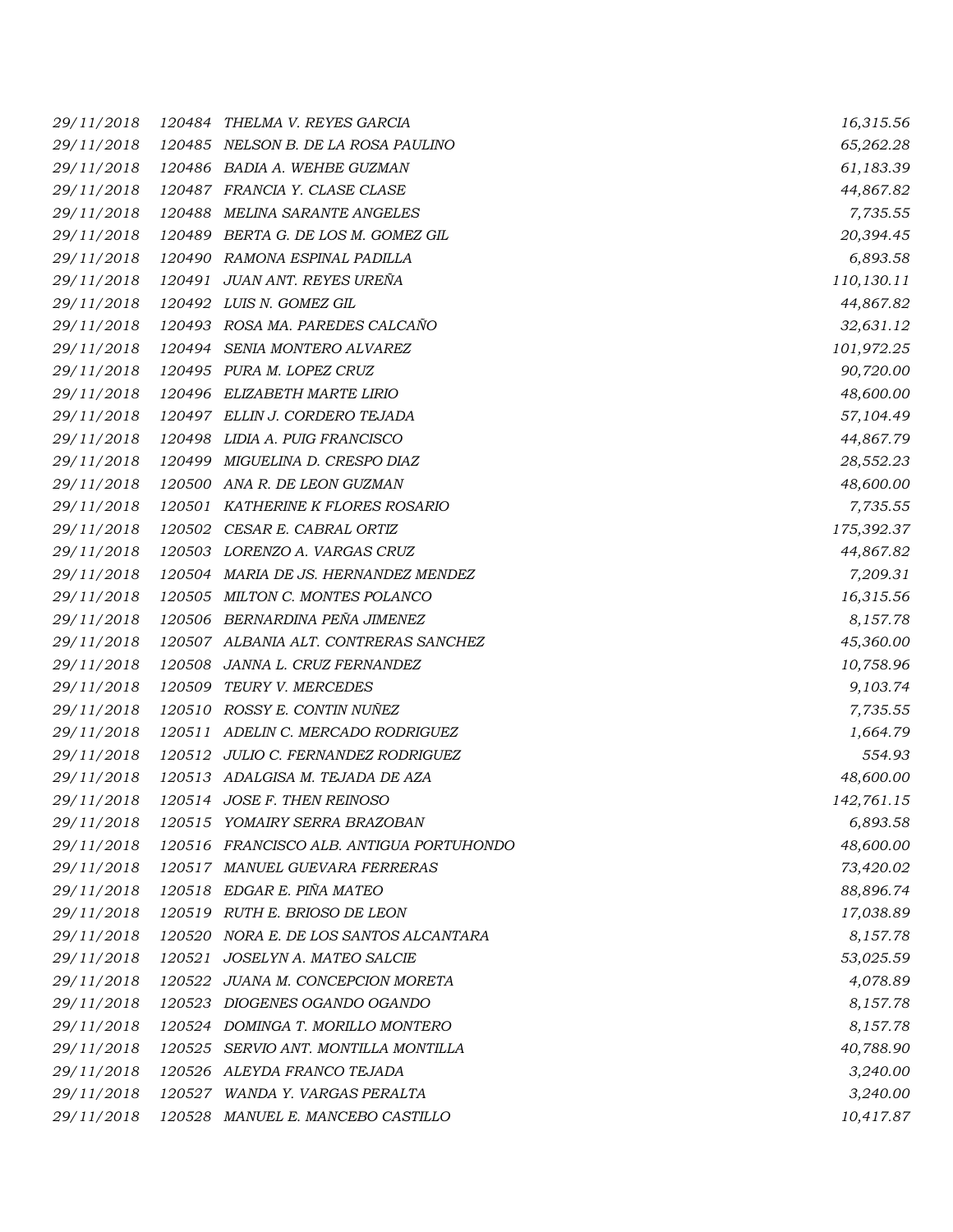| | | | |
|---|---|---|---|
| 29/11/2018 | 120484 | THELMA V. REYES GARCIA | 16,315.56 |
| 29/11/2018 | 120485 | NELSON B. DE LA ROSA PAULINO | 65,262.28 |
| 29/11/2018 | 120486 | BADIA A. WEHBE GUZMAN | 61,183.39 |
| 29/11/2018 | 120487 | FRANCIA Y. CLASE CLASE | 44,867.82 |
| 29/11/2018 | 120488 | MELINA SARANTE ANGELES | 7,735.55 |
| 29/11/2018 | 120489 | BERTA G. DE LOS M. GOMEZ GIL | 20,394.45 |
| 29/11/2018 | 120490 | RAMONA ESPINAL PADILLA | 6,893.58 |
| 29/11/2018 | 120491 | JUAN ANT. REYES UREÑA | 110,130.11 |
| 29/11/2018 | 120492 | LUIS N. GOMEZ GIL | 44,867.82 |
| 29/11/2018 | 120493 | ROSA MA. PAREDES CALCAÑO | 32,631.12 |
| 29/11/2018 | 120494 | SENIA MONTERO ALVAREZ | 101,972.25 |
| 29/11/2018 | 120495 | PURA M. LOPEZ CRUZ | 90,720.00 |
| 29/11/2018 | 120496 | ELIZABETH MARTE LIRIO | 48,600.00 |
| 29/11/2018 | 120497 | ELLIN J. CORDERO TEJADA | 57,104.49 |
| 29/11/2018 | 120498 | LIDIA A. PUIG FRANCISCO | 44,867.79 |
| 29/11/2018 | 120499 | MIGUELINA D. CRESPO DIAZ | 28,552.23 |
| 29/11/2018 | 120500 | ANA R. DE LEON GUZMAN | 48,600.00 |
| 29/11/2018 | 120501 | KATHERINE K FLORES ROSARIO | 7,735.55 |
| 29/11/2018 | 120502 | CESAR E. CABRAL ORTIZ | 175,392.37 |
| 29/11/2018 | 120503 | LORENZO A. VARGAS CRUZ | 44,867.82 |
| 29/11/2018 | 120504 | MARIA DE JS. HERNANDEZ MENDEZ | 7,209.31 |
| 29/11/2018 | 120505 | MILTON C. MONTES POLANCO | 16,315.56 |
| 29/11/2018 | 120506 | BERNARDINA PEÑA JIMENEZ | 8,157.78 |
| 29/11/2018 | 120507 | ALBANIA ALT. CONTRERAS SANCHEZ | 45,360.00 |
| 29/11/2018 | 120508 | JANNA L. CRUZ FERNANDEZ | 10,758.96 |
| 29/11/2018 | 120509 | TEURY V. MERCEDES | 9,103.74 |
| 29/11/2018 | 120510 | ROSSY E. CONTIN NUÑEZ | 7,735.55 |
| 29/11/2018 | 120511 | ADELIN C. MERCADO RODRIGUEZ | 1,664.79 |
| 29/11/2018 | 120512 | JULIO C. FERNANDEZ RODRIGUEZ | 554.93 |
| 29/11/2018 | 120513 | ADALGISA M. TEJADA DE AZA | 48,600.00 |
| 29/11/2018 | 120514 | JOSE F. THEN REINOSO | 142,761.15 |
| 29/11/2018 | 120515 | YOMAIRY SERRA BRAZOBAN | 6,893.58 |
| 29/11/2018 | 120516 | FRANCISCO ALB. ANTIGUA PORTUHONDO | 48,600.00 |
| 29/11/2018 | 120517 | MANUEL GUEVARA FERRERAS | 73,420.02 |
| 29/11/2018 | 120518 | EDGAR E. PIÑA MATEO | 88,896.74 |
| 29/11/2018 | 120519 | RUTH E. BRIOSO DE LEON | 17,038.89 |
| 29/11/2018 | 120520 | NORA E. DE LOS SANTOS ALCANTARA | 8,157.78 |
| 29/11/2018 | 120521 | JOSELYN A. MATEO SALCIE | 53,025.59 |
| 29/11/2018 | 120522 | JUANA M. CONCEPCION MORETA | 4,078.89 |
| 29/11/2018 | 120523 | DIOGENES OGANDO OGANDO | 8,157.78 |
| 29/11/2018 | 120524 | DOMINGA T. MORILLO MONTERO | 8,157.78 |
| 29/11/2018 | 120525 | SERVIO ANT. MONTILLA MONTILLA | 40,788.90 |
| 29/11/2018 | 120526 | ALEYDA FRANCO TEJADA | 3,240.00 |
| 29/11/2018 | 120527 | WANDA Y. VARGAS PERALTA | 3,240.00 |
| 29/11/2018 | 120528 | MANUEL E. MANCEBO CASTILLO | 10,417.87 |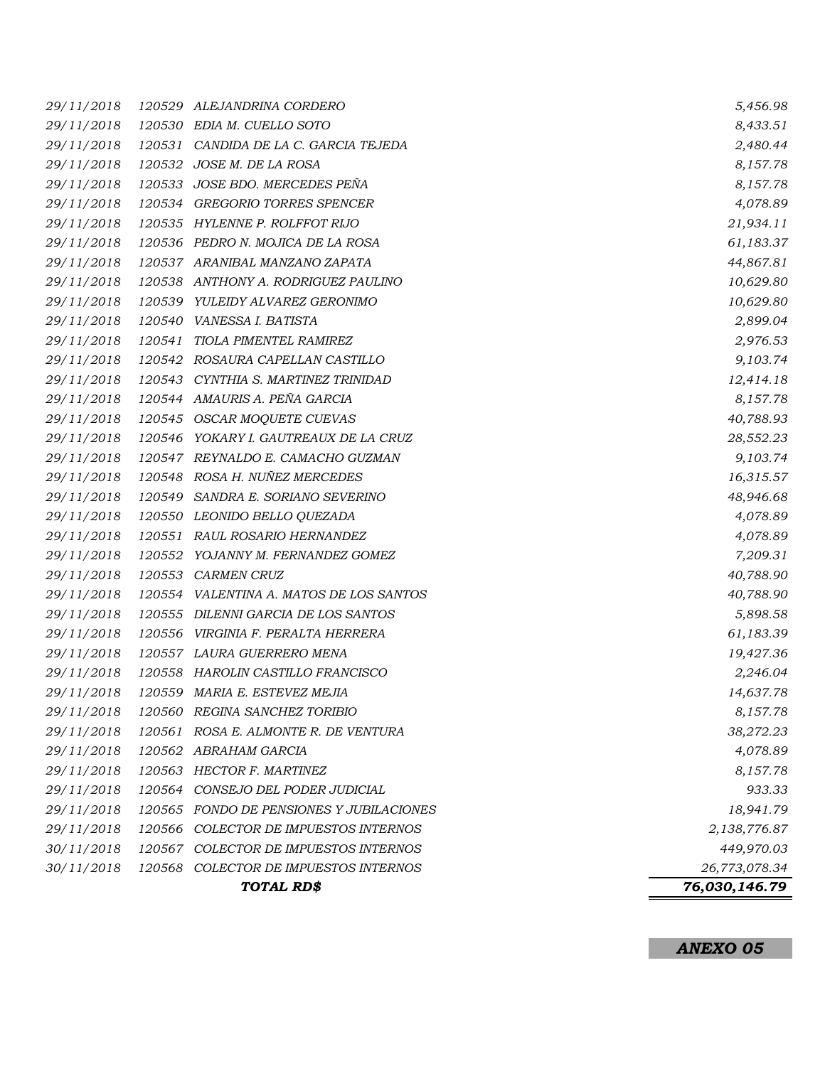| | | | |
|---|---|---|---|
| *29/11/2018* | *120529* | *ALEJANDRINA CORDERO* | *5,456.98* |
| *29/11/2018* | *120530* | *EDIA M. CUELLO SOTO* | *8,433.51* |
| *29/11/2018* | *120531* | *CANDIDA DE LA C. GARCIA TEJEDA* | *2,480.44* |
| *29/11/2018* | *120532* | *JOSE M. DE LA ROSA* | *8,157.78* |
| *29/11/2018* | *120533* | *JOSE BDO. MERCEDES PEÑA* | *8,157.78* |
| *29/11/2018* | *120534* | *GREGORIO TORRES SPENCER* | *4,078.89* |
| *29/11/2018* | *120535* | *HYLENNE P. ROLFFOT RIJO* | *21,934.11* |
| *29/11/2018* | *120536* | *PEDRO N. MOJICA DE LA ROSA* | *61,183.37* |
| *29/11/2018* | *120537* | *ARANIBAL MANZANO ZAPATA* | *44,867.81* |
| *29/11/2018* | *120538* | *ANTHONY A. RODRIGUEZ PAULINO* | *10,629.80* |
| *29/11/2018* | *120539* | *YULEIDY ALVAREZ GERONIMO* | *10,629.80* |
| *29/11/2018* | *120540* | *VANESSA I. BATISTA* | *2,899.04* |
| *29/11/2018* | *120541* | *TIOLA PIMENTEL RAMIREZ* | *2,976.53* |
| *29/11/2018* | *120542* | *ROSAURA CAPELLAN CASTILLO* | *9,103.74* |
| *29/11/2018* | *120543* | *CYNTHIA S. MARTINEZ TRINIDAD* | *12,414.18* |
| *29/11/2018* | *120544* | *AMAURIS A. PEÑA GARCIA* | *8,157.78* |
| *29/11/2018* | *120545* | *OSCAR MOQUETE CUEVAS* | *40,788.93* |
| *29/11/2018* | *120546* | *YOKARY I. GAUTREAUX DE LA CRUZ* | *28,552.23* |
| *29/11/2018* | *120547* | *REYNALDO E. CAMACHO GUZMAN* | *9,103.74* |
| *29/11/2018* | *120548* | *ROSA H. NUÑEZ MERCEDES* | *16,315.57* |
| *29/11/2018* | *120549* | *SANDRA E. SORIANO SEVERINO* | *48,946.68* |
| *29/11/2018* | *120550* | *LEONIDO BELLO QUEZADA* | *4,078.89* |
| *29/11/2018* | *120551* | *RAUL ROSARIO HERNANDEZ* | *4,078.89* |
| *29/11/2018* | *120552* | *YOJANNY M. FERNANDEZ GOMEZ* | *7,209.31* |
| *29/11/2018* | *120553* | *CARMEN CRUZ* | *40,788.90* |
| *29/11/2018* | *120554* | *VALENTINA A. MATOS DE LOS SANTOS* | *40,788.90* |
| *29/11/2018* | *120555* | *DILENNI GARCIA DE LOS SANTOS* | *5,898.58* |
| *29/11/2018* | *120556* | *VIRGINIA F. PERALTA HERRERA* | *61,183.39* |
| *29/11/2018* | *120557* | *LAURA GUERRERO MENA* | *19,427.36* |
| *29/11/2018* | *120558* | *HAROLIN CASTILLO FRANCISCO* | *2,246.04* |
| *29/11/2018* | *120559* | *MARIA E. ESTEVEZ MEJIA* | *14,637.78* |
| *29/11/2018* | *120560* | *REGINA SANCHEZ TORIBIO* | *8,157.78* |
| *29/11/2018* | *120561* | *ROSA E. ALMONTE R. DE VENTURA* | *38,272.23* |
| *29/11/2018* | *120562* | *ABRAHAM GARCIA* | *4,078.89* |
| *29/11/2018* | *120563* | *HECTOR F. MARTINEZ* | *8,157.78* |
| *29/11/2018* | *120564* | *CONSEJO DEL PODER JUDICIAL* | *933.33* |
| *29/11/2018* | *120565* | *FONDO DE PENSIONES Y JUBILACIONES* | *18,941.79* |
| *29/11/2018* | *120566* | *COLECTOR DE IMPUESTOS INTERNOS* | *2,138,776.87* |
| *30/11/2018* | *120567* | *COLECTOR DE IMPUESTOS INTERNOS* | *449,970.03* |
| *30/11/2018* | *120568* | *COLECTOR DE IMPUESTOS INTERNOS* | *26,773,078.34* |
| | | ***TOTAL RD$*** | ***76,030,146.79*** |

***ANEXO 05***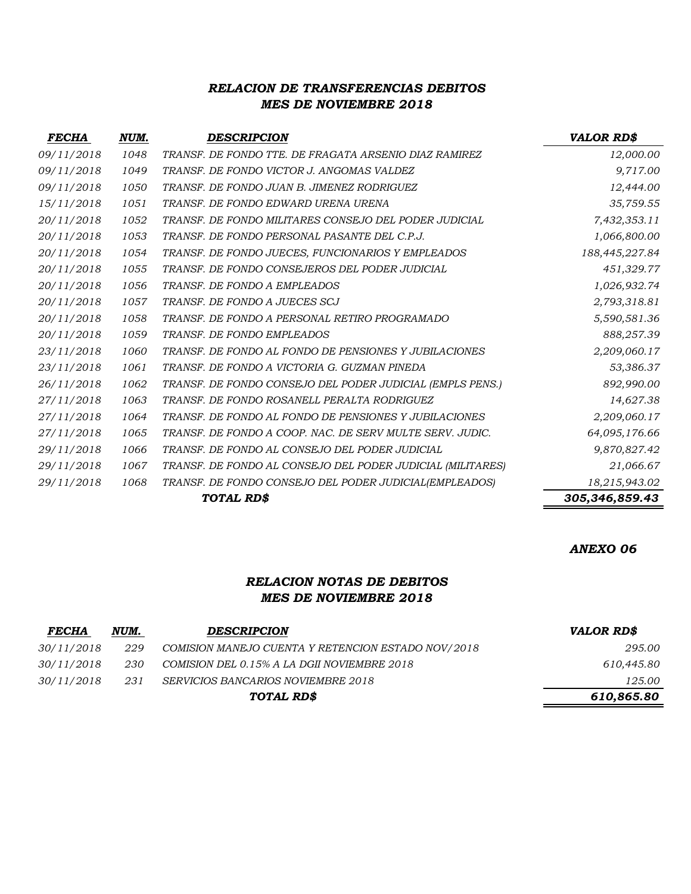## *RELACION DE TRANSFERENCIAS DEBITOS*
## *MES DE NOVIEMBRE 2018*

| *FECHA* | *NUM.* | *DESCRIPCION* | *VALOR RD$* |
|---|---|---|---|
| 09/11/2018 | 1048 | TRANSF. DE FONDO TTE. DE FRAGATA ARSENIO DIAZ RAMIREZ | 12,000.00 |
| 09/11/2018 | 1049 | TRANSF. DE FONDO VICTOR J. ANGOMAS VALDEZ | 9,717.00 |
| 09/11/2018 | 1050 | TRANSF. DE FONDO JUAN B. JIMENEZ RODRIGUEZ | 12,444.00 |
| 15/11/2018 | 1051 | TRANSF. DE FONDO EDWARD URENA URENA | 35,759.55 |
| 20/11/2018 | 1052 | TRANSF. DE FONDO MILITARES CONSEJO DEL PODER JUDICIAL | 7,432,353.11 |
| 20/11/2018 | 1053 | TRANSF. DE FONDO PERSONAL PASANTE DEL C.P.J. | 1,066,800.00 |
| 20/11/2018 | 1054 | TRANSF. DE FONDO JUECES, FUNCIONARIOS Y EMPLEADOS | 188,445,227.84 |
| 20/11/2018 | 1055 | TRANSF. DE FONDO CONSEJEROS DEL PODER JUDICIAL | 451,329.77 |
| 20/11/2018 | 1056 | TRANSF. DE FONDO A EMPLEADOS | 1,026,932.74 |
| 20/11/2018 | 1057 | TRANSF. DE FONDO A JUECES SCJ | 2,793,318.81 |
| 20/11/2018 | 1058 | TRANSF. DE FONDO A PERSONAL RETIRO PROGRAMADO | 5,590,581.36 |
| 20/11/2018 | 1059 | TRANSF. DE FONDO EMPLEADOS | 888,257.39 |
| 23/11/2018 | 1060 | TRANSF. DE FONDO AL FONDO DE PENSIONES Y JUBILACIONES | 2,209,060.17 |
| 23/11/2018 | 1061 | TRANSF. DE FONDO A VICTORIA G. GUZMAN PINEDA | 53,386.37 |
| 26/11/2018 | 1062 | TRANSF. DE FONDO CONSEJO DEL PODER JUDICIAL (EMPLS PENS.) | 892,990.00 |
| 27/11/2018 | 1063 | TRANSF. DE FONDO ROSANELL PERALTA RODRIGUEZ | 14,627.38 |
| 27/11/2018 | 1064 | TRANSF. DE FONDO AL FONDO DE PENSIONES Y JUBILACIONES | 2,209,060.17 |
| 27/11/2018 | 1065 | TRANSF. DE FONDO A COOP. NAC. DE SERV MULTE SERV. JUDIC. | 64,095,176.66 |
| 29/11/2018 | 1066 | TRANSF. DE FONDO AL CONSEJO DEL PODER JUDICIAL | 9,870,827.42 |
| 29/11/2018 | 1067 | TRANSF. DE FONDO AL CONSEJO DEL PODER JUDICIAL (MILITARES) | 21,066.67 |
| 29/11/2018 | 1068 | TRANSF. DE FONDO CONSEJO DEL PODER JUDICIAL(EMPLEADOS) | 18,215,943.02 |
| | | ***TOTAL RD$*** | ***305,346,859.43*** |

***ANEXO 06***

## *RELACION NOTAS DE DEBITOS*
## *MES DE NOVIEMBRE 2018*

| *FECHA* | *NUM.* | *DESCRIPCION* | *VALOR RD$* |
|---|---|---|---|
| 30/11/2018 | 229 | COMISION MANEJO CUENTA Y RETENCION ESTADO NOV/2018 | 295.00 |
| 30/11/2018 | 230 | COMISION DEL 0.15% A LA DGII NOVIEMBRE 2018 | 610,445.80 |
| 30/11/2018 | 231 | SERVICIOS BANCARIOS NOVIEMBRE 2018 | 125.00 |
| | | ***TOTAL RD$*** | ***610,865.80*** |